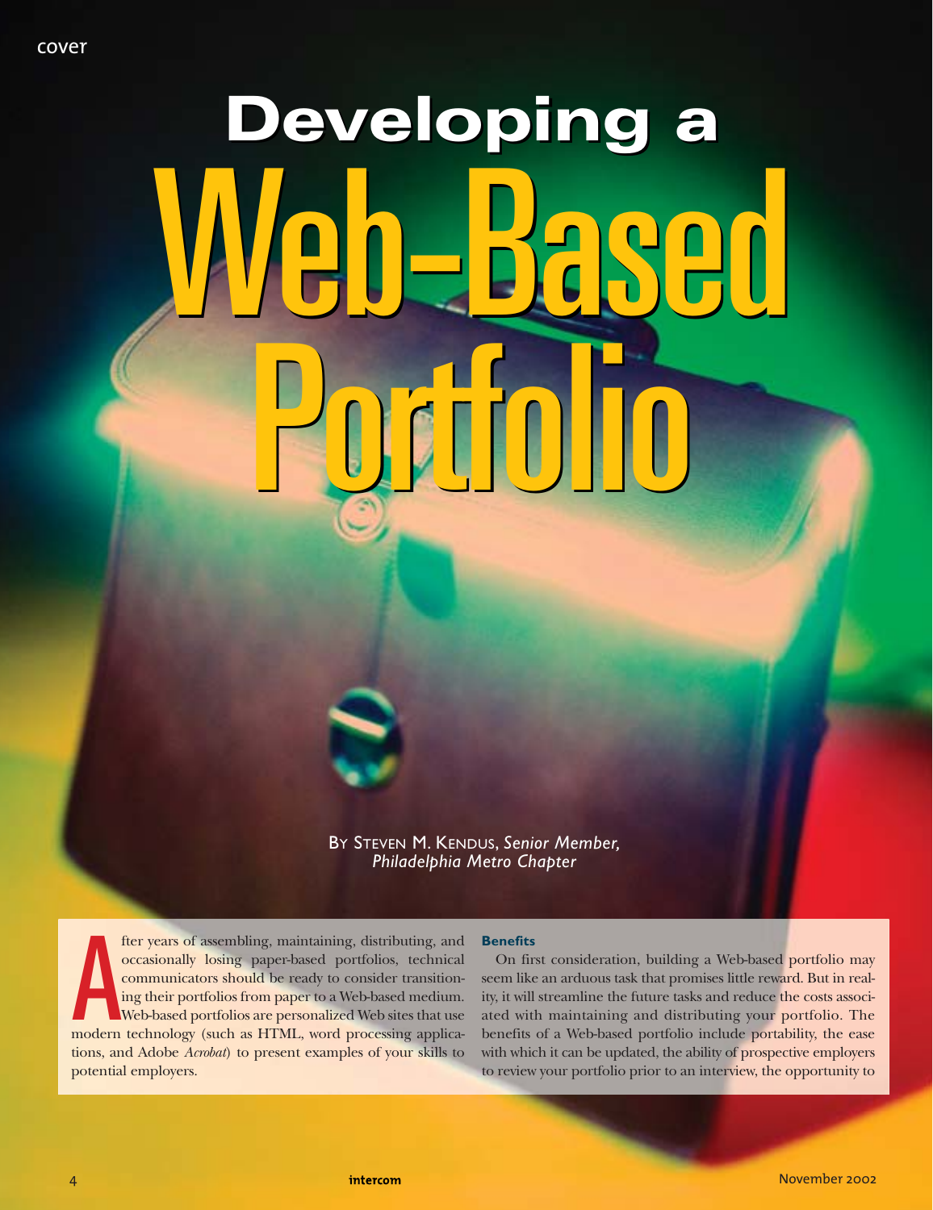# Developing a Web-Based Portfolio

By Steven M. Kendus, *Senior Member, Philadelphia Metro Chapter*

After years of assembling, maintaining, distributing, and occasionally losing paper-based portfolios, technical communicators should be ready to consider transitioning their portfolios from paper to a Web-based medium. Web-based portfolios are personalized Web sites that use modern technology (such as HTML, word processing applications, and Adobe *Acrobat*) to present examples of your skills to potential employers.

## Benefits

On first consideration, building a Web-based portfolio may seem like an arduous task that promises little reward. But in reality, it will streamline the future tasks and reduce the costs associated with maintaining and distributing your portfolio. The benefits of a Web-based portfolio include portability, the ease with which it can be updated, the ability of prospective employers to review your portfolio prior to an interview, the opportunity to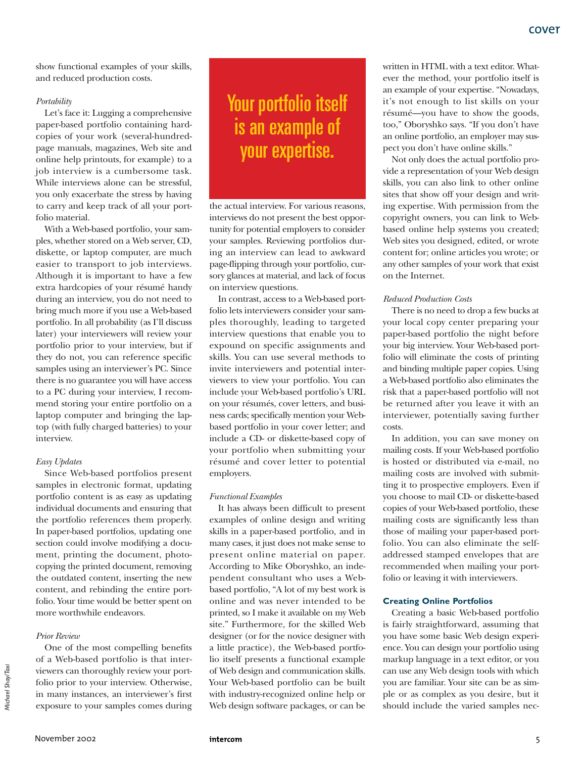show functional examples of your skills, and reduced production costs.

*Portability*

Let's face it: Lugging a comprehensive paper-based portfolio containing hardcopies of your work (several-hundred-page manuals, magazines, Web site and online help printouts, for example) to a job interview is a cumbersome task. While interviews alone can be stressful, you only exacerbate the stress by having to carry and keep track of all your portfolio material.

With a Web-based portfolio, your samples, whether stored on a Web server, CD, diskette, or laptop computer, are much easier to transport to job interviews. Although it is important to have a few extra hardcopies of your résumé handy during an interview, you do not need to bring much more if you use a Web-based portfolio. In all probability (as I'll discuss later) your interviewers will review your portfolio prior to your interview, but if they do not, you can reference specific samples using an interviewer's PC. Since there is no guarantee you will have access to a PC during your interview, I recommend storing your entire portfolio on a laptop computer and bringing the laptop (with fully charged batteries) to your interview.

*Easy Updates*

Since Web-based portfolios present samples in electronic format, updating portfolio content is as easy as updating individual documents and ensuring that the portfolio references them properly. In paper-based portfolios, updating one section could involve modifying a document, printing the document, photocopying the printed document, removing the outdated content, inserting the new content, and rebinding the entire portfolio. Your time would be better spent on more worthwhile endeavors.

*Prior Review*

One of the most compelling benefits of a Web-based portfolio is that interviewers can thoroughly review your portfolio prior to your interview. Otherwise, in many instances, an interviewer's first exposure to your samples comes during the actual interview. For various reasons, interviews do not present the best opportunity for potential employers to consider your samples. Reviewing portfolios during an interview can lead to awkward page-flipping through your portfolio, cursory glances at material, and lack of focus on interview questions.

> Your portfolio itself is an example of your expertise.

In contrast, access to a Web-based portfolio lets interviewers consider your samples thoroughly, leading to targeted interview questions that enable you to expound on specific assignments and skills. You can use several methods to invite interviewers and potential interviewers to view your portfolio. You can include your Web-based portfolio's URL on your résumés, cover letters, and business cards; specifically mention your Web-based portfolio in your cover letter; and include a CD- or diskette-based copy of your portfolio when submitting your résumé and cover letter to potential employers.

*Functional Examples*

It has always been difficult to present examples of online design and writing skills in a paper-based portfolio, and in many cases, it just does not make sense to present online material on paper. According to Mike Oboryshko, an independent consultant who uses a Web-based portfolio, "A lot of my best work is online and was never intended to be printed, so I make it available on my Web site." Furthermore, for the skilled Web designer (or for the novice designer with a little practice), the Web-based portfolio itself presents a functional example of Web design and communication skills. Your Web-based portfolio can be built with industry-recognized online help or Web design software packages, or can be written in HTML with a text editor. Whatever the method, your portfolio itself is an example of your expertise. "Nowadays, it's not enough to list skills on your résumé—you have to show the goods, too," Oboryshko says. "If you don't have an online portfolio, an employer may suspect you don't have online skills."

Not only does the actual portfolio provide a representation of your Web design skills, you can also link to other online sites that show off your design and writing expertise. With permission from the copyright owners, you can link to Web-based online help systems you created; Web sites you designed, edited, or wrote content for; online articles you wrote; or any other samples of your work that exist on the Internet.

*Reduced Production Costs*

There is no need to drop a few bucks at your local copy center preparing your paper-based portfolio the night before your big interview. Your Web-based portfolio will eliminate the costs of printing and binding multiple paper copies. Using a Web-based portfolio also eliminates the risk that a paper-based portfolio will not be returned after you leave it with an interviewer, potentially saving further costs.

In addition, you can save money on mailing costs. If your Web-based portfolio is hosted or distributed via e-mail, no mailing costs are involved with submitting it to prospective employers. Even if you choose to mail CD- or diskette-based copies of your Web-based portfolio, these mailing costs are significantly less than those of mailing your paper-based portfolio. You can also eliminate the self-addressed stamped envelopes that are recommended when mailing your portfolio or leaving it with interviewers.

**Creating Online Portfolios**

Creating a basic Web-based portfolio is fairly straightforward, assuming that you have some basic Web design experience. You can design your portfolio using markup language in a text editor, or you can use any Web design tools with which you are familiar. Your site can be as simple or as complex as you desire, but it should include the varied samples nec-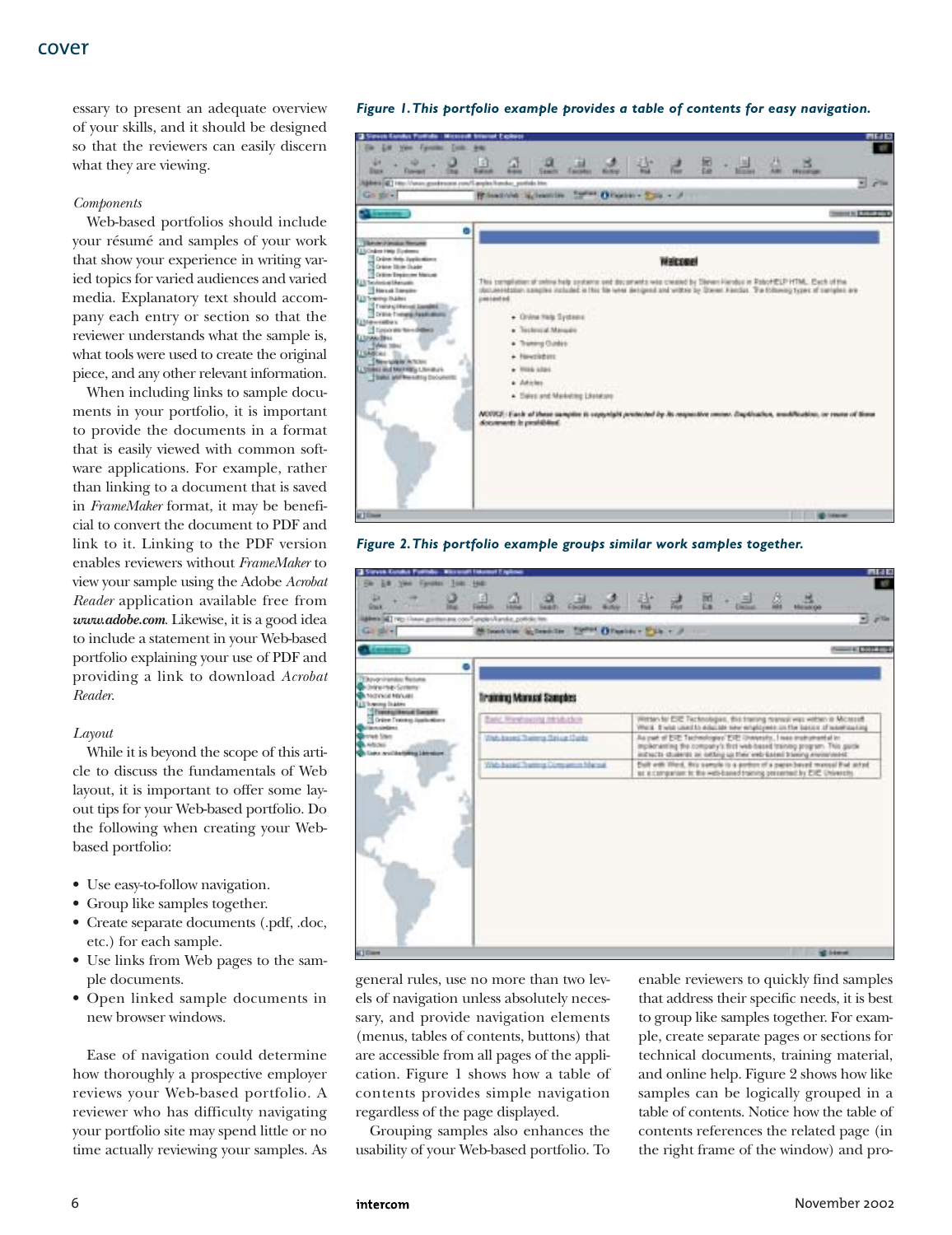essay to present an adequate overview of your skills, and it should be designed so that the reviewers can easily discern what they are viewing.

*Components*

Web-based portfolios should include your résumé and samples of your work that show your experience in writing varied topics for varied audiences and varied media. Explanatory text should accompany each entry or section so that the reviewer understands what the sample is, what tools were used to create the original piece, and any other relevant information.

When including links to sample documents in your portfolio, it is important to provide the documents in a format that is easily viewed with common software applications. For example, rather than linking to a document that is saved in *FrameMaker* format, it may be beneficial to convert the document to PDF and link to it. Linking to the PDF version enables reviewers without *FrameMaker* to view your sample using the Adobe *Acrobat Reader* application available free from ***www.adobe.com***. Likewise, it is a good idea to include a statement in your Web-based portfolio explaining your use of PDF and providing a link to download *Acrobat Reader*.

*Layout*

While it is beyond the scope of this article to discuss the fundamentals of Web layout, it is important to offer some layout tips for your Web-based portfolio. Do the following when creating your Web-based portfolio:

- Use easy-to-follow navigation.
- Group like samples together.
- Create separate documents (.pdf, .doc, etc.) for each sample.
- Use links from Web pages to the sample documents.
- Open linked sample documents in new browser windows.

Ease of navigation could determine how thoroughly a prospective employer reviews your Web-based portfolio. A reviewer who has difficulty navigating your portfolio site may spend little or no time actually reviewing your samples. As general rules, use no more than two levels of navigation unless absolutely necessary, and provide navigation elements (menus, tables of contents, buttons) that are accessible from all pages of the application. Figure 1 shows how a table of contents provides simple navigation regardless of the page displayed.

Grouping samples also enhances the usability of your Web-based portfolio. To enable reviewers to quickly find samples that address their specific needs, it is best to group like samples together. For example, create separate pages or sections for technical documents, training material, and online help. Figure 2 shows how like samples can be logically grouped in a table of contents. Notice how the table of contents references the related page (in the right frame of the window) and pro-

***Figure 1. This portfolio example provides a table of contents for easy navigation.***

***Figure 2. This portfolio example groups similar work samples together.***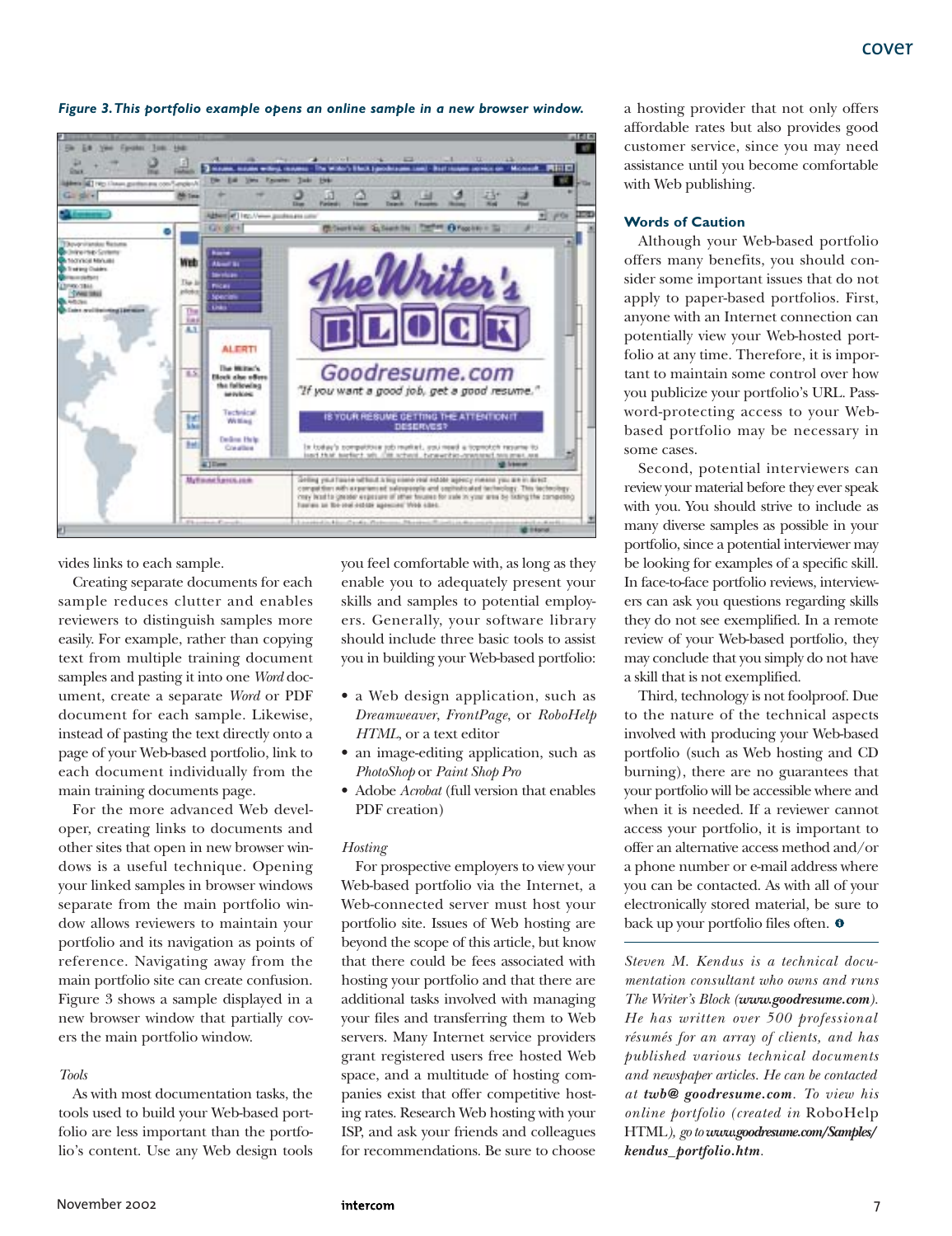*Figure 3. This portfolio example opens an online sample in a new browser window.*

vides links to each sample.

Creating separate documents for each sample reduces clutter and enables reviewers to distinguish samples more easily. For example, rather than copying text from multiple training document samples and pasting it into one *Word* document, create a separate *Word* or PDF document for each sample. Likewise, instead of pasting the text directly onto a page of your Web-based portfolio, link to each document individually from the main training documents page.

For the more advanced Web developer, creating links to documents and other sites that open in new browser windows is a useful technique. Opening your linked samples in browser windows separate from the main portfolio window allows reviewers to maintain your portfolio and its navigation as points of reference. Navigating away from the main portfolio site can create confusion. Figure 3 shows a sample displayed in a new browser window that partially covers the main portfolio window.

*Tools*

As with most documentation tasks, the tools used to build your Web-based portfolio are less important than the portfolio's content. Use any Web design tools you feel comfortable with, as long as they enable you to adequately present your skills and samples to potential employers. Generally, your software library should include three basic tools to assist you in building your Web-based portfolio:

- a Web design application, such as *Dreamweaver*, *FrontPage*, or *RoboHelp HTML*, or a text editor
- an image-editing application, such as *PhotoShop* or *Paint Shop Pro*
- Adobe *Acrobat* (full version that enables PDF creation)

*Hosting*

For prospective employers to view your Web-based portfolio via the Internet, a Web-connected server must host your portfolio site. Issues of Web hosting are beyond the scope of this article, but know that there could be fees associated with hosting your portfolio and that there are additional tasks involved with managing your files and transferring them to Web servers. Many Internet service providers grant registered users free hosted Web space, and a multitude of hosting companies exist that offer competitive hosting rates. Research Web hosting with your ISP, and ask your friends and colleagues for recommendations. Be sure to choose a hosting provider that not only offers affordable rates but also provides good customer service, since you may need assistance until you become comfortable with Web publishing.

## Words of Caution

Although your Web-based portfolio offers many benefits, you should consider some important issues that do not apply to paper-based portfolios. First, anyone with an Internet connection can potentially view your Web-hosted portfolio at any time. Therefore, it is important to maintain some control over how you publicize your portfolio's URL. Password-protecting access to your Web-based portfolio may be necessary in some cases.

Second, potential interviewers can review your material before they ever speak with you. You should strive to include as many diverse samples as possible in your portfolio, since a potential interviewer may be looking for examples of a specific skill. In face-to-face portfolio reviews, interviewers can ask you questions regarding skills they do not see exemplified. In a remote review of your Web-based portfolio, they may conclude that you simply do not have a skill that is not exemplified.

Third, technology is not foolproof. Due to the nature of the technical aspects involved with producing your Web-based portfolio (such as Web hosting and CD burning), there are no guarantees that your portfolio will be accessible where and when it is needed. If a reviewer cannot access your portfolio, it is important to offer an alternative access method and/or a phone number or e-mail address where you can be contacted. As with all of your electronically stored material, be sure to back up your portfolio files often.

---

*Steven M. Kendus is a technical documentation consultant who owns and runs The Writer's Block (**www.goodresume.com**). He has written over 500 professional résumés for an array of clients, and has published various technical documents and newspaper articles. He can be contacted at **twb@ goodresume.com**. To view his online portfolio (created in* RoboHelp HTML*), go to **www.goodresume.com/Samples/kendus_portfolio.htm**.*